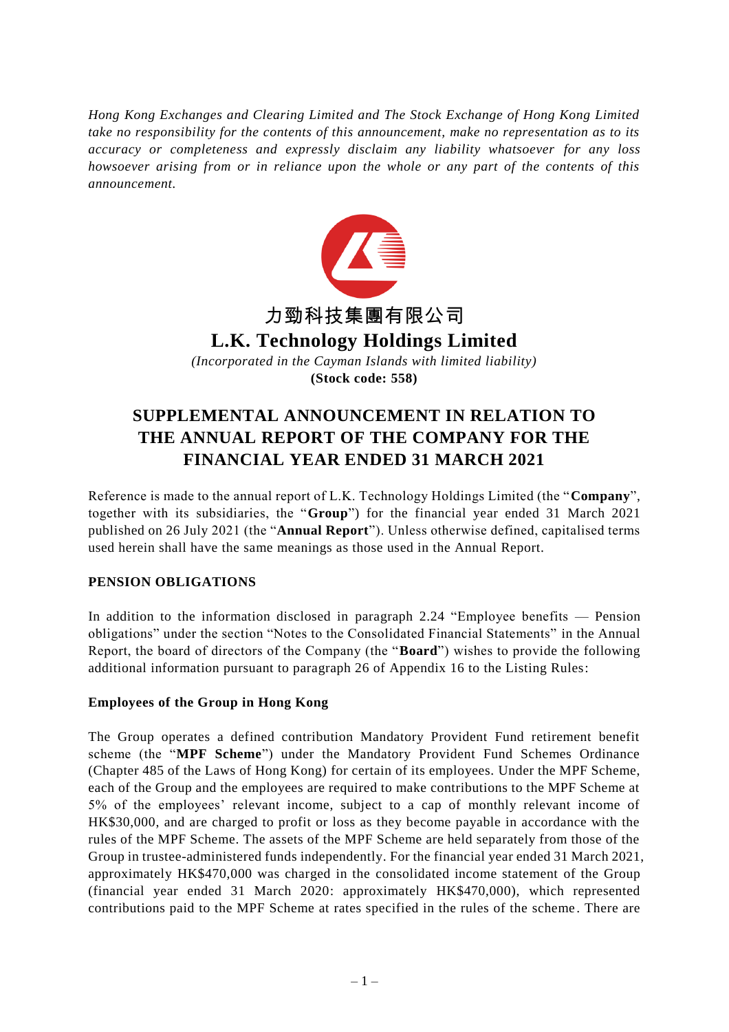*Hong Kong Exchanges and Clearing Limited and The Stock Exchange of Hong Kong Limited take no responsibility for the contents of this announcement, make no representation as to its accuracy or completeness and expressly disclaim any liability whatsoever for any loss howsoever arising from or in reliance upon the whole or any part of the contents of this announcement.*

# 力勁科技集團有限公司
# L.K. Technology Holdings Limited

*(Incorporated in the Cayman Islands with limited liability)*

**(Stock code: 558)**

## SUPPLEMENTAL ANNOUNCEMENT IN RELATION TO THE ANNUAL REPORT OF THE COMPANY FOR THE FINANCIAL YEAR ENDED 31 MARCH 2021

Reference is made to the annual report of L.K. Technology Holdings Limited (the "**Company**", together with its subsidiaries, the "**Group**") for the financial year ended 31 March 2021 published on 26 July 2021 (the "**Annual Report**"). Unless otherwise defined, capitalised terms used herein shall have the same meanings as those used in the Annual Report.

### PENSION OBLIGATIONS

In addition to the information disclosed in paragraph 2.24 "Employee benefits — Pension obligations" under the section "Notes to the Consolidated Financial Statements" in the Annual Report, the board of directors of the Company (the "**Board**") wishes to provide the following additional information pursuant to paragraph 26 of Appendix 16 to the Listing Rules:

#### Employees of the Group in Hong Kong

The Group operates a defined contribution Mandatory Provident Fund retirement benefit scheme (the "**MPF Scheme**") under the Mandatory Provident Fund Schemes Ordinance (Chapter 485 of the Laws of Hong Kong) for certain of its employees. Under the MPF Scheme, each of the Group and the employees are required to make contributions to the MPF Scheme at 5% of the employees' relevant income, subject to a cap of monthly relevant income of HK$30,000, and are charged to profit or loss as they become payable in accordance with the rules of the MPF Scheme. The assets of the MPF Scheme are held separately from those of the Group in trustee-administered funds independently. For the financial year ended 31 March 2021, approximately HK$470,000 was charged in the consolidated income statement of the Group (financial year ended 31 March 2020: approximately HK$470,000), which represented contributions paid to the MPF Scheme at rates specified in the rules of the scheme. There are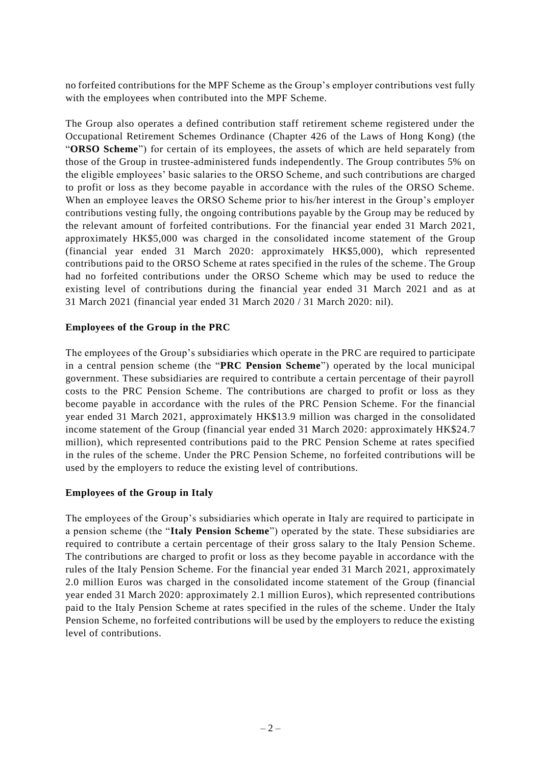no forfeited contributions for the MPF Scheme as the Group's employer contributions vest fully with the employees when contributed into the MPF Scheme.

The Group also operates a defined contribution staff retirement scheme registered under the Occupational Retirement Schemes Ordinance (Chapter 426 of the Laws of Hong Kong) (the "**ORSO Scheme**") for certain of its employees, the assets of which are held separately from those of the Group in trustee-administered funds independently. The Group contributes 5% on the eligible employees' basic salaries to the ORSO Scheme, and such contributions are charged to profit or loss as they become payable in accordance with the rules of the ORSO Scheme. When an employee leaves the ORSO Scheme prior to his/her interest in the Group's employer contributions vesting fully, the ongoing contributions payable by the Group may be reduced by the relevant amount of forfeited contributions. For the financial year ended 31 March 2021, approximately HK$5,000 was charged in the consolidated income statement of the Group (financial year ended 31 March 2020: approximately HK$5,000), which represented contributions paid to the ORSO Scheme at rates specified in the rules of the scheme. The Group had no forfeited contributions under the ORSO Scheme which may be used to reduce the existing level of contributions during the financial year ended 31 March 2021 and as at 31 March 2021 (financial year ended 31 March 2020 / 31 March 2020: nil).

**Employees of the Group in the PRC**

The employees of the Group's subsidiaries which operate in the PRC are required to participate in a central pension scheme (the "**PRC Pension Scheme**") operated by the local municipal government. These subsidiaries are required to contribute a certain percentage of their payroll costs to the PRC Pension Scheme. The contributions are charged to profit or loss as they become payable in accordance with the rules of the PRC Pension Scheme. For the financial year ended 31 March 2021, approximately HK$13.9 million was charged in the consolidated income statement of the Group (financial year ended 31 March 2020: approximately HK$24.7 million), which represented contributions paid to the PRC Pension Scheme at rates specified in the rules of the scheme. Under the PRC Pension Scheme, no forfeited contributions will be used by the employers to reduce the existing level of contributions.

**Employees of the Group in Italy**

The employees of the Group's subsidiaries which operate in Italy are required to participate in a pension scheme (the "**Italy Pension Scheme**") operated by the state. These subsidiaries are required to contribute a certain percentage of their gross salary to the Italy Pension Scheme. The contributions are charged to profit or loss as they become payable in accordance with the rules of the Italy Pension Scheme. For the financial year ended 31 March 2021, approximately 2.0 million Euros was charged in the consolidated income statement of the Group (financial year ended 31 March 2020: approximately 2.1 million Euros), which represented contributions paid to the Italy Pension Scheme at rates specified in the rules of the scheme. Under the Italy Pension Scheme, no forfeited contributions will be used by the employers to reduce the existing level of contributions.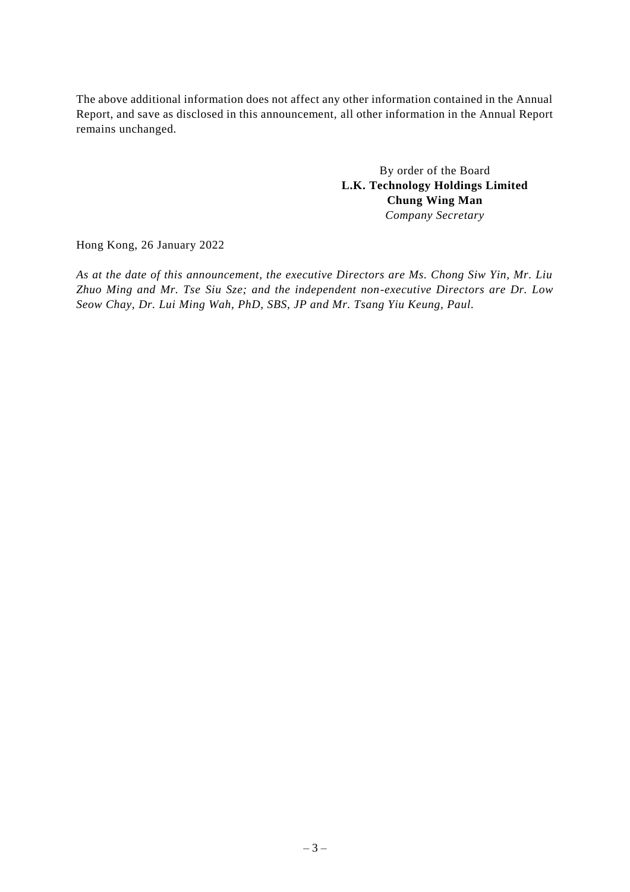The above additional information does not affect any other information contained in the Annual Report, and save as disclosed in this announcement, all other information in the Annual Report remains unchanged.

By order of the Board
**L.K. Technology Holdings Limited**
**Chung Wing Man**
*Company Secretary*

Hong Kong, 26 January 2022

*As at the date of this announcement, the executive Directors are Ms. Chong Siw Yin, Mr. Liu Zhuo Ming and Mr. Tse Siu Sze; and the independent non-executive Directors are Dr. Low Seow Chay, Dr. Lui Ming Wah, PhD, SBS, JP and Mr. Tsang Yiu Keung, Paul.*